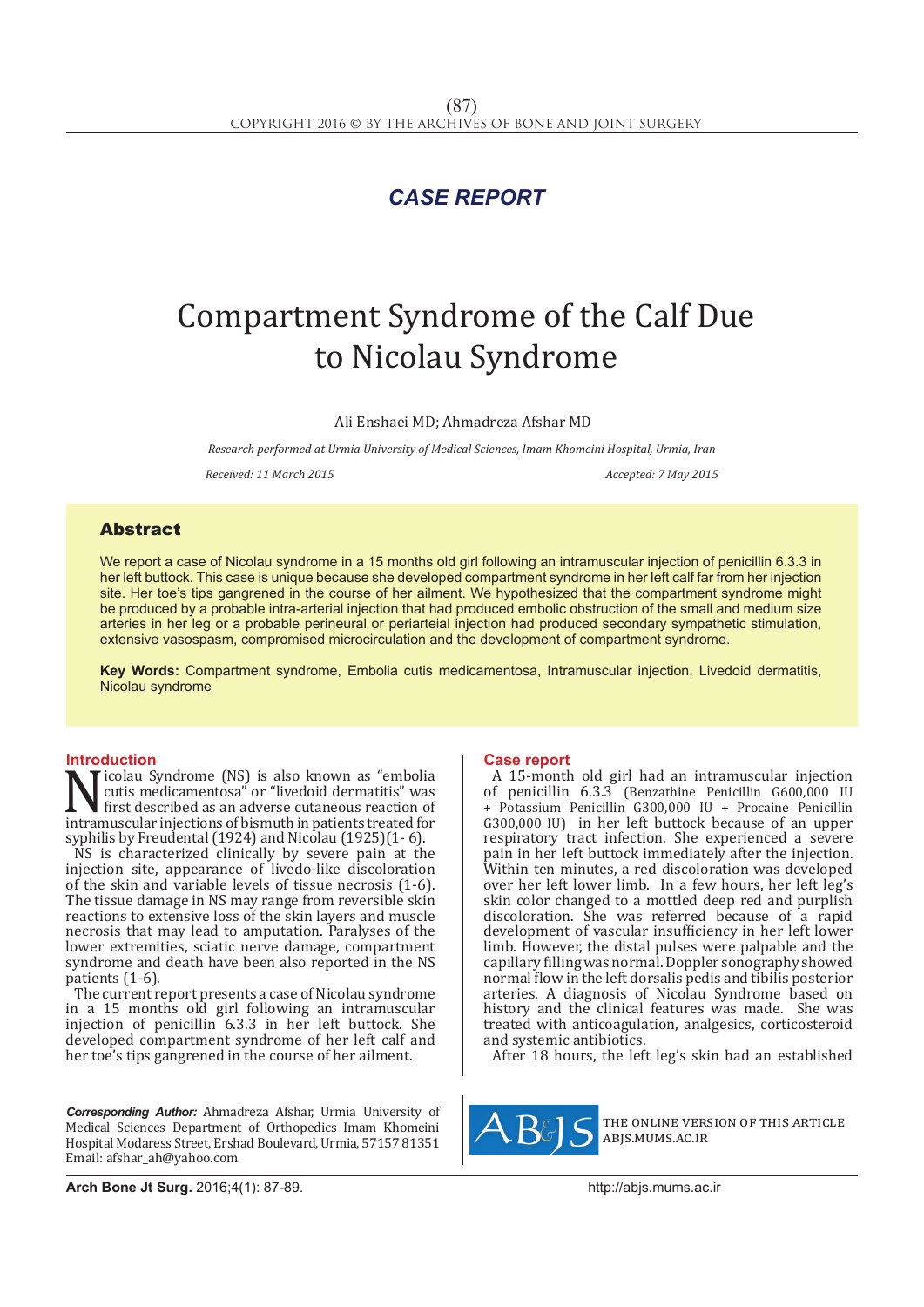## CASE REPORT

# Compartment Syndrome of the Calf Due to Nicolau Syndrome

Ali Enshaei MD; Ahmadreza Afshar MD

*Research performed at Urmia University of Medical Sciences, Imam Khomeini Hospital, Urmia, Iran*

*Received: 11 March 2015* *Accepted: 7 May 2015*

## Abstract

We report a case of Nicolau syndrome in a 15 months old girl following an intramuscular injection of penicillin 6.3.3 in her left buttock. This case is unique because she developed compartment syndrome in her left calf far from her injection site. Her toe's tips gangrened in the course of her ailment. We hypothesized that the compartment syndrome might be produced by a probable intra-arterial injection that had produced embolic obstruction of the small and medium size arteries in her leg or a probable perineural or periarteial injection had produced secondary sympathetic stimulation, extensive vasospasm, compromised microcirculation and the development of compartment syndrome.

**Key Words:** Compartment syndrome, Embolia cutis medicamentosa, Intramuscular injection, Livedoid dermatitis, Nicolau syndrome

## Introduction

Nicolau Syndrome (NS) is also known as "embolia cutis medicamentosa" or "livedoid dermatitis" was first described as an adverse cutaneous reaction of intramuscular injections of bismuth in patients treated for syphilis by Freudental (1924) and Nicolau (1925)(1- 6).

NS is characterized clinically by severe pain at the injection site, appearance of livedo-like discoloration of the skin and variable levels of tissue necrosis (1-6). The tissue damage in NS may range from reversible skin reactions to extensive loss of the skin layers and muscle necrosis that may lead to amputation. Paralyses of the lower extremities, sciatic nerve damage, compartment syndrome and death have been also reported in the NS patients (1-6).

The current report presents a case of Nicolau syndrome in a 15 months old girl following an intramuscular injection of penicillin 6.3.3 in her left buttock. She developed compartment syndrome of her left calf and her toe's tips gangrened in the course of her ailment.

## Case report

A 15-month old girl had an intramuscular injection of penicillin 6.3.3 (Benzathine Penicillin G600,000 IU + Potassium Penicillin G300,000 IU + Procaine Penicillin G300,000 IU) in her left buttock because of an upper respiratory tract infection. She experienced a severe pain in her left buttock immediately after the injection. Within ten minutes, a red discoloration was developed over her left lower limb. In a few hours, her left leg's skin color changed to a mottled deep red and purplish discoloration. She was referred because of a rapid development of vascular insufficiency in her left lower limb. However, the distal pulses were palpable and the capillary filling was normal. Doppler sonography showed normal flow in the left dorsalis pedis and tibialis posterior arteries. A diagnosis of Nicolau Syndrome based on history and the clinical features was made. She was treated with anticoagulation, analgesics, corticosteroid and systemic antibiotics.

After 18 hours, the left leg's skin had an established

*Corresponding Author:* Ahmadreza Afshar, Urmia University of Medical Sciences Department of Orthopedics Imam Khomeini Hospital Modaress Street, Ershad Boulevard, Urmia, 57157 81351 Email: afshar_ah@yahoo.com

THE ONLINE VERSION OF THIS ARTICLE ABJS.MUMS.AC.IR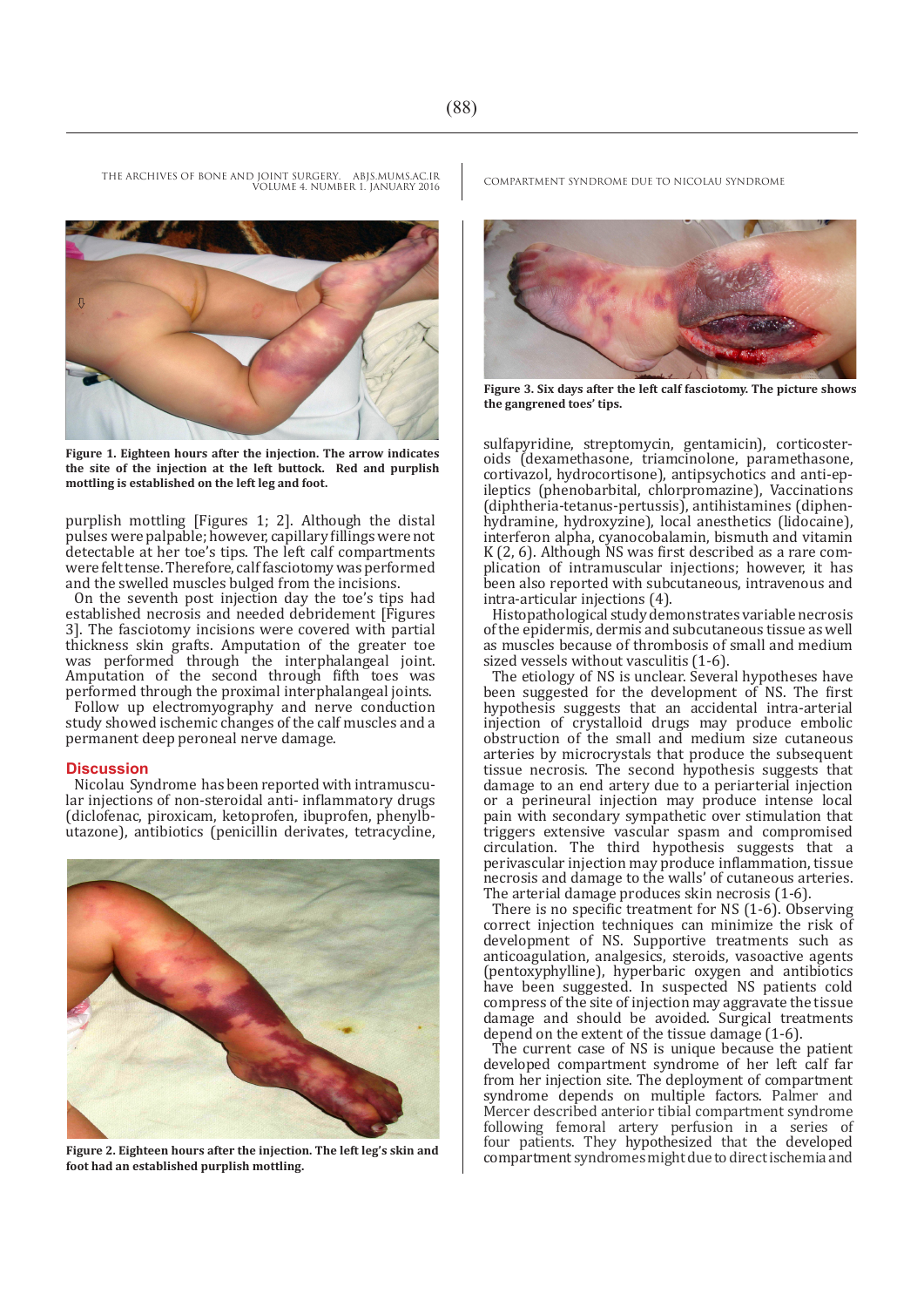Figure 1. Eighteen hours after the injection. The arrow indicates the site of the injection at the left buttock. Red and purplish mottling is established on the left leg and foot.

purplish mottling [Figures 1; 2]. Although the distal pulses were palpable; however, capillary fillings were not detectable at her toe's tips. The left calf compartments were felt tense. Therefore, calf fasciotomy was performed and the swelled muscles bulged from the incisions.

On the seventh post injection day the toe's tips had established necrosis and needed debridement [Figures 3]. The fasciotomy incisions were covered with partial thickness skin grafts. Amputation of the greater toe was performed through the interphalangeal joint. Amputation of the second through fifth toes was performed through the proximal interphalangeal joints.

Follow up electromyography and nerve conduction study showed ischemic changes of the calf muscles and a permanent deep peroneal nerve damage.

## Discussion

Nicolau Syndrome has been reported with intramuscular injections of non-steroidal anti- inflammatory drugs (diclofenac, piroxicam, ketoprofen, ibuprofen, phenylbutazone), antibiotics (penicillin derivates, tetracycline,

Figure 2. Eighteen hours after the injection. The left leg's skin and foot had an established purplish mottling.

Figure 3. Six days after the left calf fasciotomy. The picture shows the gangrened toes' tips.

sulfapyridine, streptomycin, gentamicin), corticosteroids (dexamethasone, triamcinolone, paramethasone, cortivazol, hydrocortisone), antipsychotics and anti-epileptics (phenobarbital, chlorpromazine), Vaccinations (diphtheria-tetanus-pertussis), antihistamines (diphenhydramine, hydroxyzine), local anesthetics (lidocaine), interferon alpha, cyanocobalamin, bismuth and vitamin K (2, 6). Although NS was first described as a rare complication of intramuscular injections; however, it has been also reported with subcutaneous, intravenous and intra-articular injections (4).

Histopathological study demonstrates variable necrosis of the epidermis, dermis and subcutaneous tissue as well as muscles because of thrombosis of small and medium sized vessels without vasculitis (1-6).

The etiology of NS is unclear. Several hypotheses have been suggested for the development of NS. The first hypothesis suggests that an accidental intra-arterial injection of crystalloid drugs may produce embolic obstruction of the small and medium size cutaneous arteries by microcrystals that produce the subsequent tissue necrosis. The second hypothesis suggests that damage to an end artery due to a periarterial injection or a perineural injection may produce intense local pain with secondary sympathetic over stimulation that triggers extensive vascular spasm and compromised circulation. The third hypothesis suggests that a perivascular injection may produce inflammation, tissue necrosis and damage to the walls' of cutaneous arteries. The arterial damage produces skin necrosis (1-6).

There is no specific treatment for NS (1-6). Observing correct injection techniques can minimize the risk of development of NS. Supportive treatments such as anticoagulation, analgesics, steroids, vasoactive agents (pentoxyphylline), hyperbaric oxygen and antibiotics have been suggested. In suspected NS patients cold compress of the site of injection may aggravate the tissue damage and should be avoided. Surgical treatments depend on the extent of the tissue damage (1-6).

The current case of NS is unique because the patient developed compartment syndrome of her left calf far from her injection site. The deployment of compartment syndrome depends on multiple factors. Palmer and Mercer described anterior tibial compartment syndrome following femoral artery perfusion in a series of four patients. They hypothesized that the developed compartment syndromes might due to direct ischemia and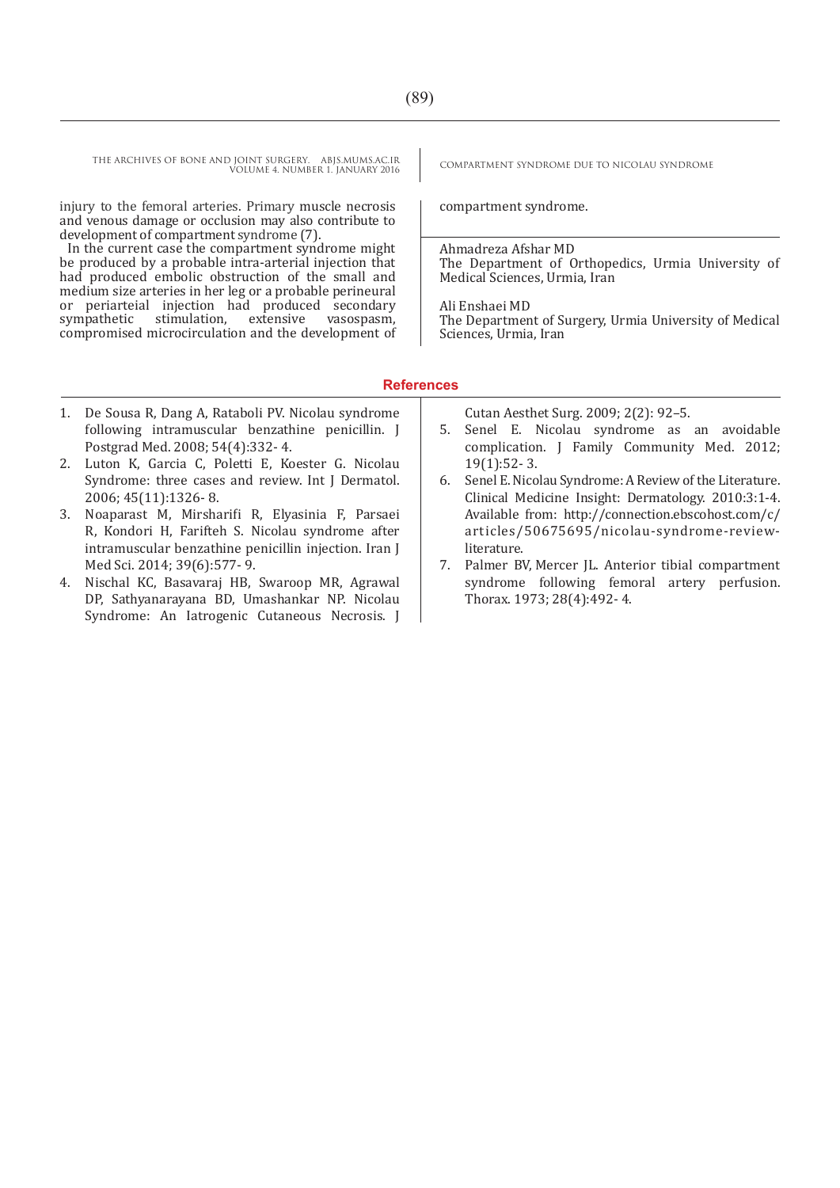injury to the femoral arteries. Primary muscle necrosis and venous damage or occlusion may also contribute to development of compartment syndrome (7).

In the current case the compartment syndrome might be produced by a probable intra-arterial injection that had produced embolic obstruction of the small and medium size arteries in her leg or a probable perineural or periarteial injection had produced secondary sympathetic stimulation, extensive vasospasm, compromised microcirculation and the development of compartment syndrome.

Ahmadreza Afshar MD
The Department of Orthopedics, Urmia University of Medical Sciences, Urmia, Iran

Ali Enshaei MD
The Department of Surgery, Urmia University of Medical Sciences, Urmia, Iran

## References

1. De Sousa R, Dang A, Rataboli PV. Nicolau syndrome following intramuscular benzathine penicillin. J Postgrad Med. 2008; 54(4):332- 4.
2. Luton K, Garcia C, Poletti E, Koester G. Nicolau Syndrome: three cases and review. Int J Dermatol. 2006; 45(11):1326- 8.
3. Noaparast M, Mirsharifi R, Elyasinia F, Parsaei R, Kondori H, Farifteh S. Nicolau syndrome after intramuscular benzathine penicillin injection. Iran J Med Sci. 2014; 39(6):577- 9.
4. Nischal KC, Basavaraj HB, Swaroop MR, Agrawal DP, Sathyanarayana BD, Umashankar NP. Nicolau Syndrome: An Iatrogenic Cutaneous Necrosis. J Cutan Aesthet Surg. 2009; 2(2): 92–5.
5. Senel E. Nicolau syndrome as an avoidable complication. J Family Community Med. 2012; 19(1):52- 3.
6. Senel E. Nicolau Syndrome: A Review of the Literature. Clinical Medicine Insight: Dermatology. 2010:3:1-4. Available from: http://connection.ebscohost.com/c/articles/50675695/nicolau-syndrome-review-literature.
7. Palmer BV, Mercer JL. Anterior tibial compartment syndrome following femoral artery perfusion. Thorax. 1973; 28(4):492- 4.